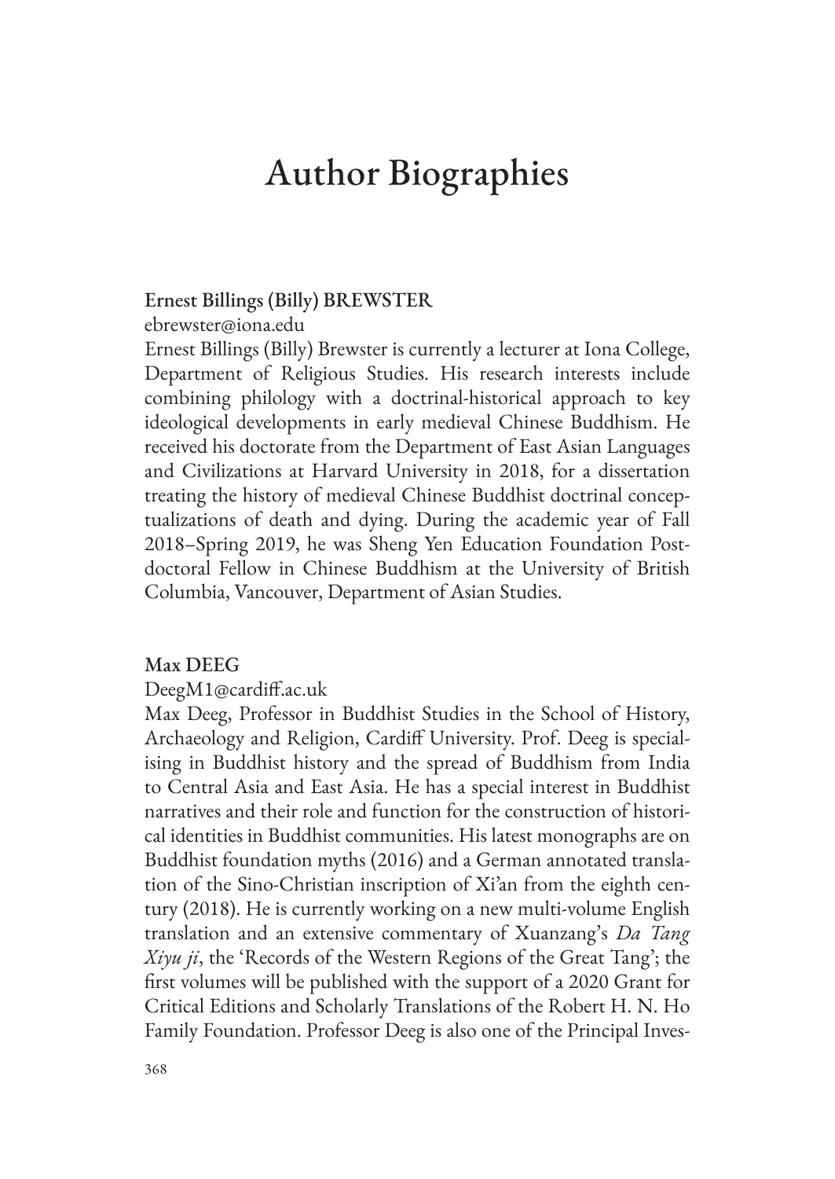# Author Biographies

### Ernest Billings (Billy) BREWSTER

ebrewster@iona.edu

Ernest Billings (Billy) Brewster is currently a lecturer at Iona College, Department of Religious Studies. His research interests include combining philology with a doctrinal-historical approach to key ideological developments in early medieval Chinese Buddhism. He received his doctorate from the Department of East Asian Languages and Civilizations at Harvard University in 2018, for a dissertation treating the history of medieval Chinese Buddhist doctrinal conceptualizations of death and dying. During the academic year of Fall 2018–Spring 2019, he was Sheng Yen Education Foundation Postdoctoral Fellow in Chinese Buddhism at the University of British Columbia, Vancouver, Department of Asian Studies.

### Max DEEG

DeegM1@cardiff.ac.uk

Max Deeg, Professor in Buddhist Studies in the School of History, Archaeology and Religion, Cardiff University. Prof. Deeg is specialising in Buddhist history and the spread of Buddhism from India to Central Asia and East Asia. He has a special interest in Buddhist narratives and their role and function for the construction of historical identities in Buddhist communities. His latest monographs are on Buddhist foundation myths (2016) and a German annotated translation of the Sino-Christian inscription of Xi'an from the eighth century (2018). He is currently working on a new multi-volume English translation and an extensive commentary of Xuanzang's *Da Tang Xiyu ji*, the 'Records of the Western Regions of the Great Tang'; the first volumes will be published with the support of a 2020 Grant for Critical Editions and Scholarly Translations of the Robert H. N. Ho Family Foundation. Professor Deeg is also one of the Principal Inves-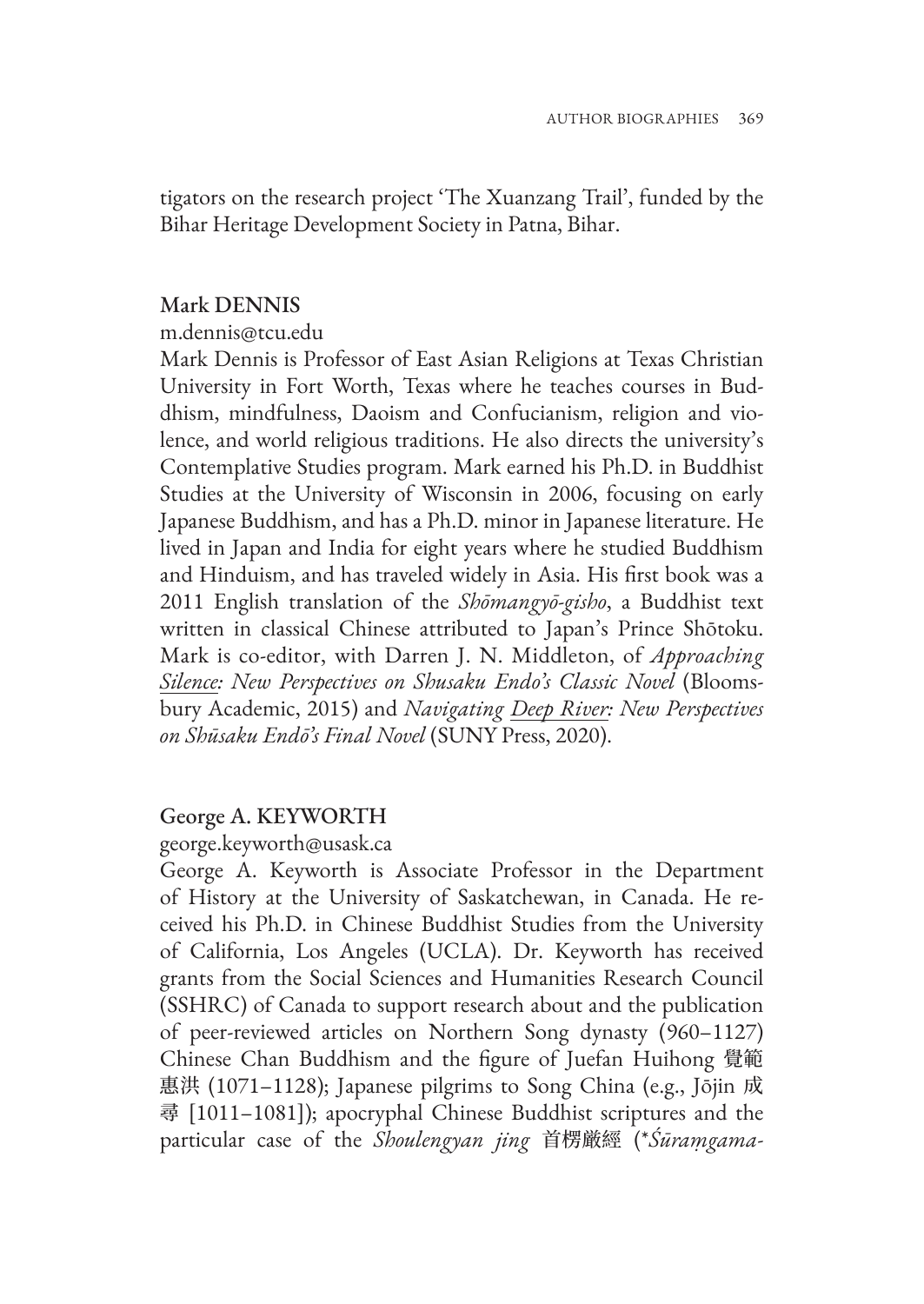tigators on the research project 'The Xuanzang Trail', funded by the Bihar Heritage Development Society in Patna, Bihar.

## Mark DENNIS

m.dennis@tcu.edu

Mark Dennis is Professor of East Asian Religions at Texas Christian University in Fort Worth, Texas where he teaches courses in Buddhism, mindfulness, Daoism and Confucianism, religion and violence, and world religious traditions. He also directs the university's Contemplative Studies program. Mark earned his Ph.D. in Buddhist Studies at the University of Wisconsin in 2006, focusing on early Japanese Buddhism, and has a Ph.D. minor in Japanese literature. He lived in Japan and India for eight years where he studied Buddhism and Hinduism, and has traveled widely in Asia. His first book was a 2011 English translation of the *Shōmangyō-gisho*, a Buddhist text written in classical Chinese attributed to Japan's Prince Shōtoku. Mark is co-editor, with Darren J. N. Middleton, of *Approaching Silence: New Perspectives on Shusaku Endo's Classic Novel* (Bloomsbury Academic, 2015) and *Navigating Deep River: New Perspectives on Shūsaku Endō's Final Novel* (SUNY Press, 2020).

## George A. KEYWORTH

george.keyworth@usask.ca

George A. Keyworth is Associate Professor in the Department of History at the University of Saskatchewan, in Canada. He received his Ph.D. in Chinese Buddhist Studies from the University of California, Los Angeles (UCLA). Dr. Keyworth has received grants from the Social Sciences and Humanities Research Council (SSHRC) of Canada to support research about and the publication of peer-reviewed articles on Northern Song dynasty (960–1127) Chinese Chan Buddhism and the figure of Juefan Huihong 覺範惠洪 (1071–1128); Japanese pilgrims to Song China (e.g., Jōjin 成尋 [1011–1081]); apocryphal Chinese Buddhist scriptures and the particular case of the *Shoulengyan jing* 首楞嚴經 (*\*Śūraṃgama-*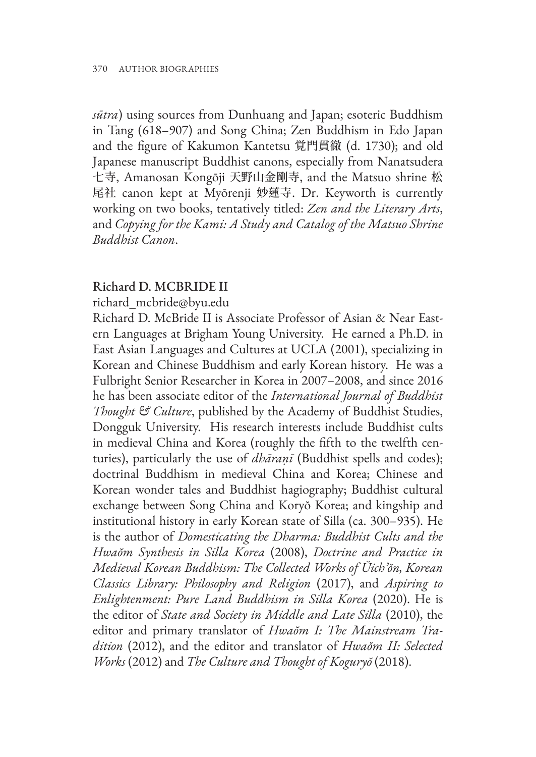*sūtra*) using sources from Dunhuang and Japan; esoteric Buddhism in Tang (618–907) and Song China; Zen Buddhism in Edo Japan and the figure of Kakumon Kantetsu 覚門貫徹 (d. 1730); and old Japanese manuscript Buddhist canons, especially from Nanatsudera 七寺, Amanosan Kongōji 天野山金剛寺, and the Matsuo shrine 松尾社 canon kept at Myōrenji 妙蓮寺. Dr. Keyworth is currently working on two books, tentatively titled: *Zen and the Literary Arts*, and *Copying for the Kami: A Study and Catalog of the Matsuo Shrine Buddhist Canon*.

### Richard D. MCBRIDE II

richard_mcbride@byu.edu

Richard D. McBride II is Associate Professor of Asian & Near Eastern Languages at Brigham Young University. He earned a Ph.D. in East Asian Languages and Cultures at UCLA (2001), specializing in Korean and Chinese Buddhism and early Korean history. He was a Fulbright Senior Researcher in Korea in 2007–2008, and since 2016 he has been associate editor of the *International Journal of Buddhist Thought & Culture*, published by the Academy of Buddhist Studies, Dongguk University. His research interests include Buddhist cults in medieval China and Korea (roughly the fifth to the twelfth centuries), particularly the use of *dhāraṇī* (Buddhist spells and codes); doctrinal Buddhism in medieval China and Korea; Chinese and Korean wonder tales and Buddhist hagiography; Buddhist cultural exchange between Song China and Koryŏ Korea; and kingship and institutional history in early Korean state of Silla (ca. 300–935). He is the author of *Domesticating the Dharma: Buddhist Cults and the Hwaŏm Synthesis in Silla Korea* (2008), *Doctrine and Practice in Medieval Korean Buddhism: The Collected Works of Ŭich'ŏn, Korean Classics Library: Philosophy and Religion* (2017), and *Aspiring to Enlightenment: Pure Land Buddhism in Silla Korea* (2020). He is the editor of *State and Society in Middle and Late Silla* (2010), the editor and primary translator of *Hwaŏm I: The Mainstream Tradition* (2012), and the editor and translator of *Hwaŏm II: Selected Works* (2012) and *The Culture and Thought of Koguryŏ* (2018).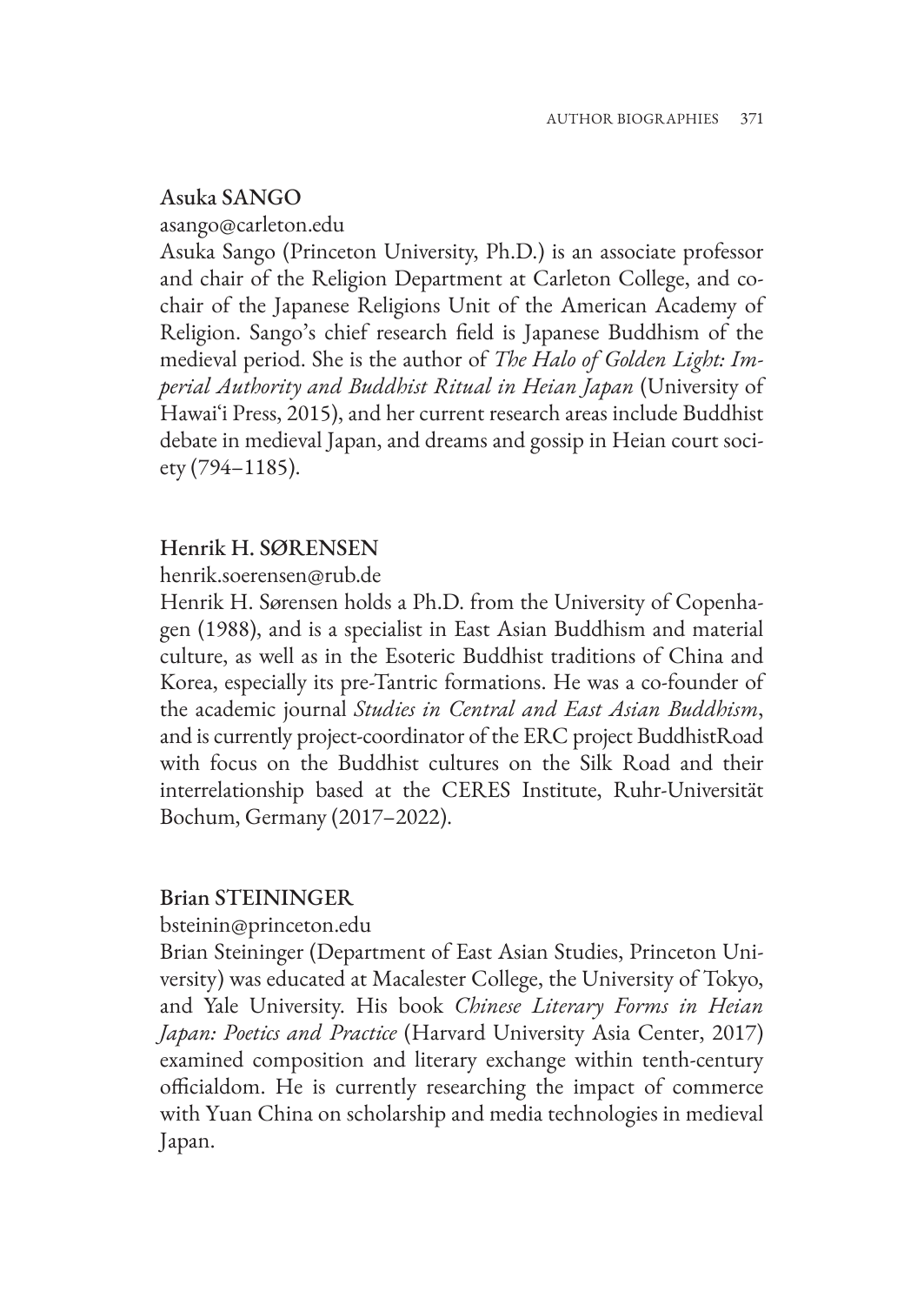### Asuka SANGO

asango@carleton.edu

Asuka Sango (Princeton University, Ph.D.) is an associate professor and chair of the Religion Department at Carleton College, and co-chair of the Japanese Religions Unit of the American Academy of Religion. Sango's chief research field is Japanese Buddhism of the medieval period. She is the author of *The Halo of Golden Light: Imperial Authority and Buddhist Ritual in Heian Japan* (University of Hawai'i Press, 2015), and her current research areas include Buddhist debate in medieval Japan, and dreams and gossip in Heian court society (794–1185).

### Henrik H. SØRENSEN

henrik.soerensen@rub.de

Henrik H. Sørensen holds a Ph.D. from the University of Copenhagen (1988), and is a specialist in East Asian Buddhism and material culture, as well as in the Esoteric Buddhist traditions of China and Korea, especially its pre-Tantric formations. He was a co-founder of the academic journal *Studies in Central and East Asian Buddhism*, and is currently project-coordinator of the ERC project BuddhistRoad with focus on the Buddhist cultures on the Silk Road and their interrelationship based at the CERES Institute, Ruhr-Universität Bochum, Germany (2017–2022).

### Brian STEININGER

bsteinin@princeton.edu

Brian Steininger (Department of East Asian Studies, Princeton University) was educated at Macalester College, the University of Tokyo, and Yale University. His book *Chinese Literary Forms in Heian Japan: Poetics and Practice* (Harvard University Asia Center, 2017) examined composition and literary exchange within tenth-century officialdom. He is currently researching the impact of commerce with Yuan China on scholarship and media technologies in medieval Japan.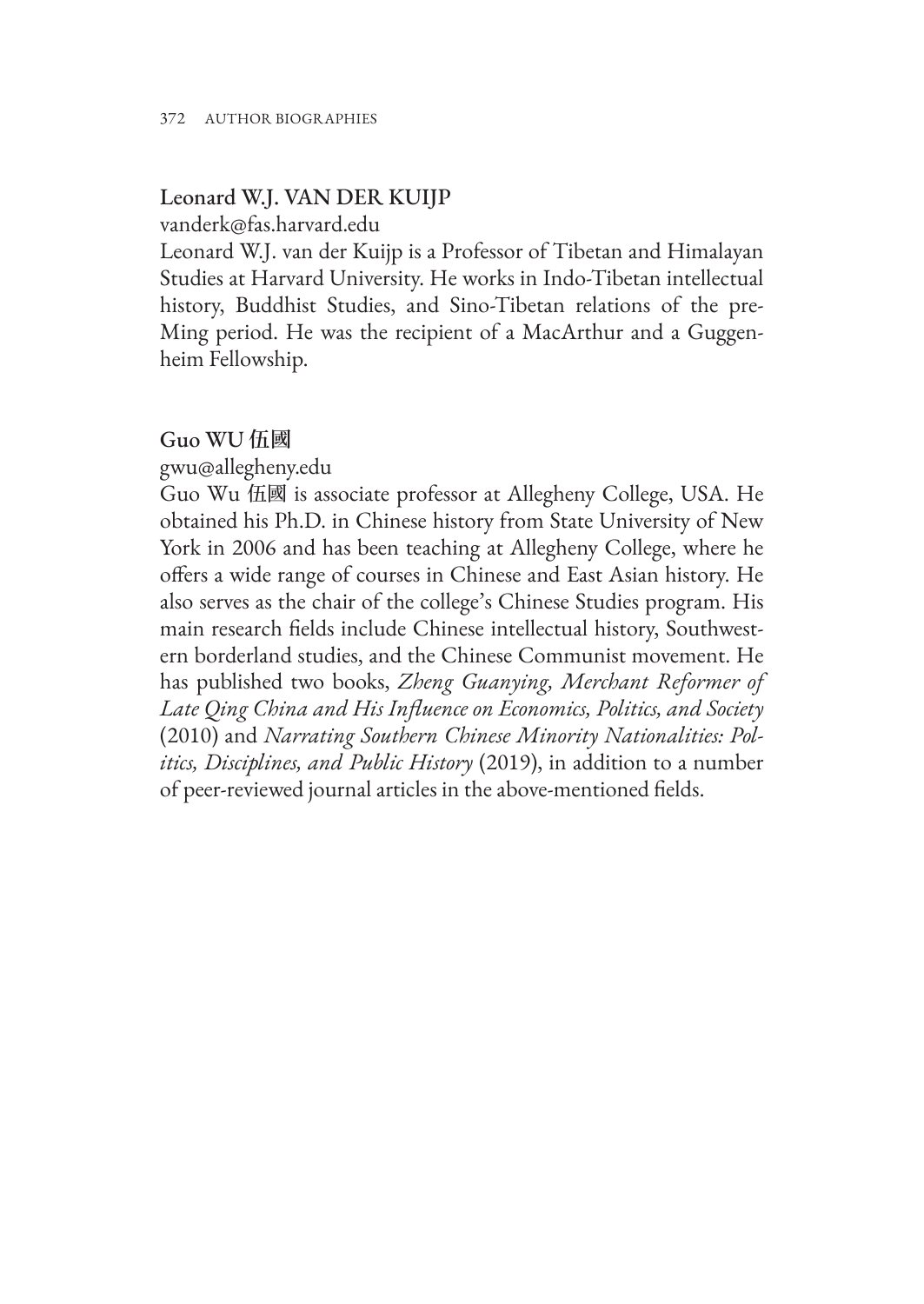**Leonard W.J. VAN DER KUIJP**

vanderk@fas.harvard.edu

Leonard W.J. van der Kuijp is a Professor of Tibetan and Himalayan Studies at Harvard University. He works in Indo-Tibetan intellectual history, Buddhist Studies, and Sino-Tibetan relations of the pre-Ming period. He was the recipient of a MacArthur and a Guggenheim Fellowship.

**Guo WU 伍國**

gwu@allegheny.edu

Guo Wu 伍國 is associate professor at Allegheny College, USA. He obtained his Ph.D. in Chinese history from State University of New York in 2006 and has been teaching at Allegheny College, where he offers a wide range of courses in Chinese and East Asian history. He also serves as the chair of the college's Chinese Studies program. His main research fields include Chinese intellectual history, Southwestern borderland studies, and the Chinese Communist movement. He has published two books, *Zheng Guanying, Merchant Reformer of Late Qing China and His Influence on Economics, Politics, and Society* (2010) and *Narrating Southern Chinese Minority Nationalities: Politics, Disciplines, and Public History* (2019), in addition to a number of peer-reviewed journal articles in the above-mentioned fields.